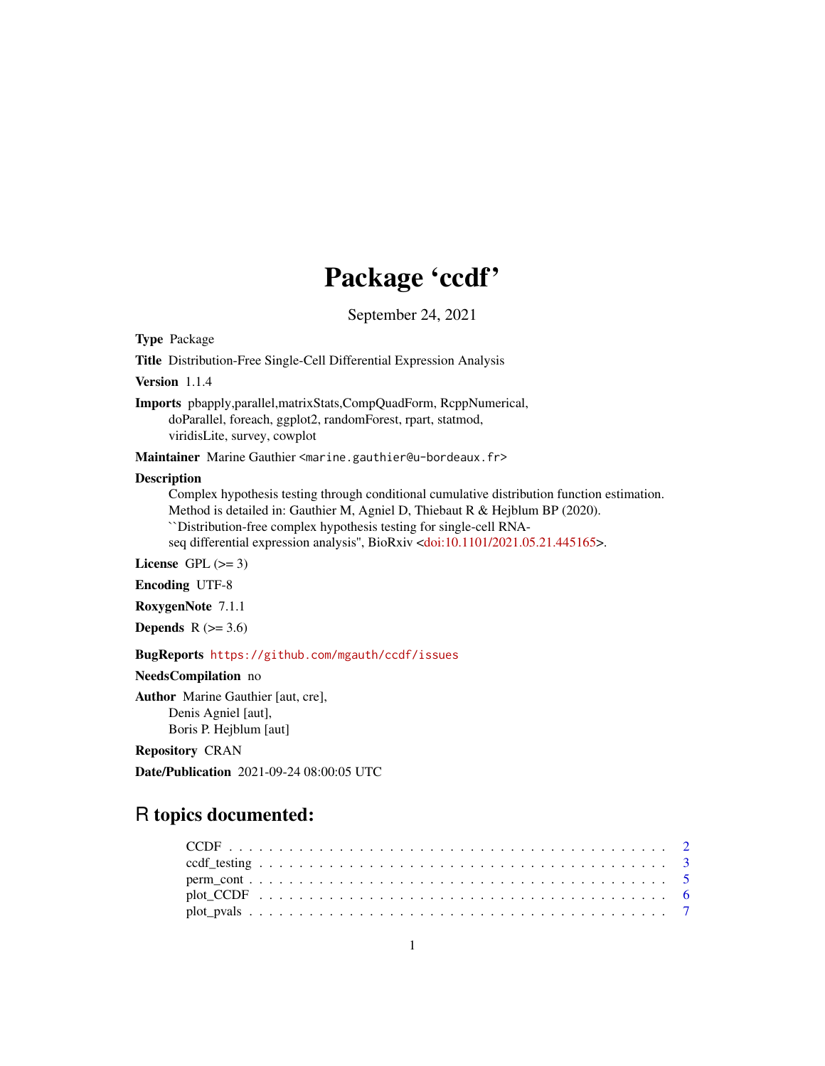# Package 'ccdf'

September 24, 2021

**Type** Package

**Title** Distribution-Free Single-Cell Differential Expression Analysis

**Version** 1.1.4

**Imports** pbapply,parallel,matrixStats,CompQuadForm, RcppNumerical, doParallel, foreach, ggplot2, randomForest, rpart, statmod, viridisLite, survey, cowplot

**Maintainer** Marine Gauthier <marine.gauthier@u-bordeaux.fr>

**Description** Complex hypothesis testing through conditional cumulative distribution function estimation. Method is detailed in: Gauthier M, Agniel D, Thiebaut R & Hejblum BP (2020). ``Distribution-free complex hypothesis testing for single-cell RNA-seq differential expression analysis'', BioRxiv <doi:10.1101/2021.05.21.445165>.

**License** GPL (>= 3)

**Encoding** UTF-8

**RoxygenNote** 7.1.1

**Depends** R (>= 3.6)

**BugReports** https://github.com/mgauth/ccdf/issues

**NeedsCompilation** no

**Author** Marine Gauthier [aut, cre], Denis Agniel [aut], Boris P. Hejblum [aut]

**Repository** CRAN

**Date/Publication** 2021-09-24 08:00:05 UTC

## R topics documented:

CCDF . . . . . . . . . . . . . . . . . . . . . . . . . . . . . . . . . . . . . . . . 2
ccdf_testing . . . . . . . . . . . . . . . . . . . . . . . . . . . . . . . . . . . . . 3
perm_cont . . . . . . . . . . . . . . . . . . . . . . . . . . . . . . . . . . . . . . 5
plot_CCDF . . . . . . . . . . . . . . . . . . . . . . . . . . . . . . . . . . . . . . 6
plot_pvals . . . . . . . . . . . . . . . . . . . . . . . . . . . . . . . . . . . . . . 7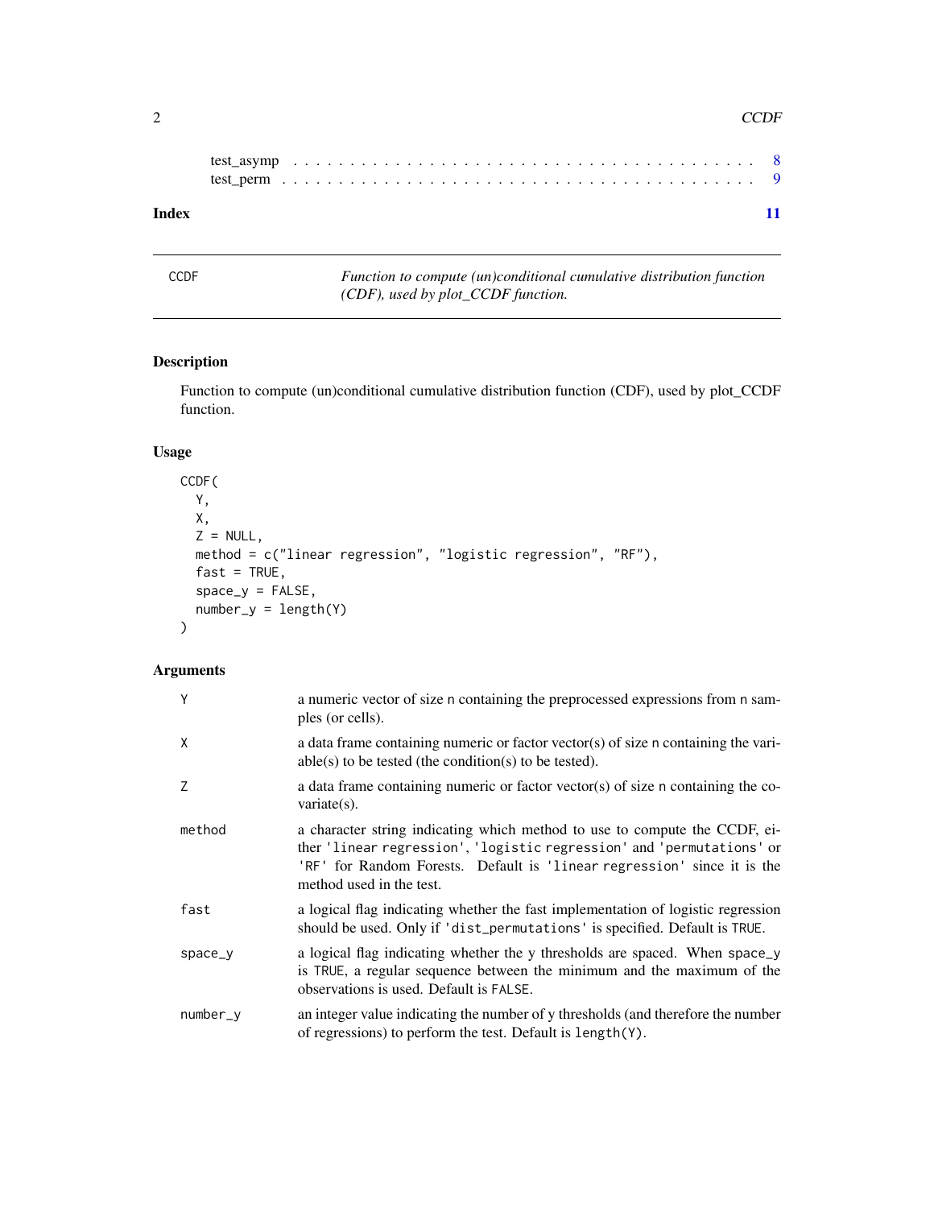test_asymp . . . . . . . . . . . . . . . . . . . . . . . . . . . . . . . . . . . . . . . . 8
test_perm . . . . . . . . . . . . . . . . . . . . . . . . . . . . . . . . . . . . . . . . . 9

**Index** 11

---

CCDF — *Function to compute (un)conditional cumulative distribution function (CDF), used by plot_CCDF function.*

---

## Description

Function to compute (un)conditional cumulative distribution function (CDF), used by plot_CCDF function.

## Usage

```
CCDF(
  Y,
  X,
  Z = NULL,
  method = c("linear regression", "logistic regression", "RF"),
  fast = TRUE,
  space_y = FALSE,
  number_y = length(Y)
)
```

## Arguments

| Argument | Description |
|---|---|
| `Y` | a numeric vector of size n containing the preprocessed expressions from n samples (or cells). |
| `X` | a data frame containing numeric or factor vector(s) of size n containing the variable(s) to be tested (the condition(s) to be tested). |
| `Z` | a data frame containing numeric or factor vector(s) of size n containing the covariate(s). |
| `method` | a character string indicating which method to use to compute the CCDF, either `'linear regression'`, `'logistic regression'` and `'permutations'` or `'RF'` for Random Forests. Default is `'linear regression'` since it is the method used in the test. |
| `fast` | a logical flag indicating whether the fast implementation of logistic regression should be used. Only if `'dist_permutations'` is specified. Default is `TRUE`. |
| `space_y` | a logical flag indicating whether the y thresholds are spaced. When `space_y` is `TRUE`, a regular sequence between the minimum and the maximum of the observations is used. Default is `FALSE`. |
| `number_y` | an integer value indicating the number of y thresholds (and therefore the number of regressions) to perform the test. Default is `length(Y)`. |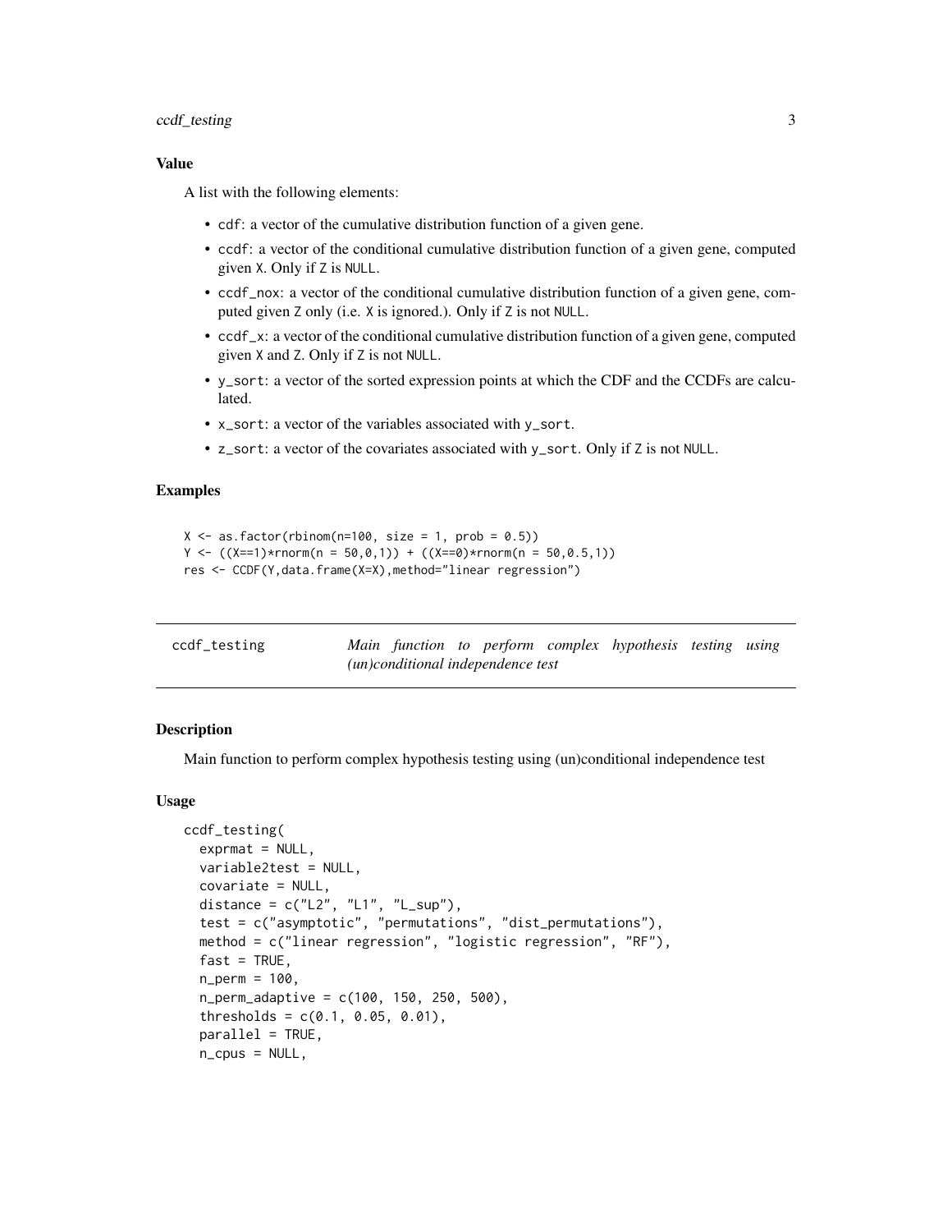### Value

A list with the following elements:

- `cdf`: a vector of the cumulative distribution function of a given gene.
- `ccdf`: a vector of the conditional cumulative distribution function of a given gene, computed given `X`. Only if `Z` is `NULL`.
- `ccdf_nox`: a vector of the conditional cumulative distribution function of a given gene, computed given `Z` only (i.e. `X` is ignored.). Only if `Z` is not `NULL`.
- `ccdf_x`: a vector of the conditional cumulative distribution function of a given gene, computed given `X` and `Z`. Only if `Z` is not `NULL`.
- `y_sort`: a vector of the sorted expression points at which the CDF and the CCDFs are calculated.
- `x_sort`: a vector of the variables associated with `y_sort`.
- `z_sort`: a vector of the covariates associated with `y_sort`. Only if `Z` is not `NULL`.

### Examples

```
X <- as.factor(rbinom(n=100, size = 1, prob = 0.5))
Y <- ((X==1)*rnorm(n = 50,0,1)) + ((X==0)*rnorm(n = 50,0.5,1))
res <- CCDF(Y,data.frame(X=X),method="linear regression")
```

---

## ccdf_testing — *Main function to perform complex hypothesis testing using (un)conditional independence test*

### Description

Main function to perform complex hypothesis testing using (un)conditional independence test

### Usage

```
ccdf_testing(
  exprmat = NULL,
  variable2test = NULL,
  covariate = NULL,
  distance = c("L2", "L1", "L_sup"),
  test = c("asymptotic", "permutations", "dist_permutations"),
  method = c("linear regression", "logistic regression", "RF"),
  fast = TRUE,
  n_perm = 100,
  n_perm_adaptive = c(100, 150, 250, 500),
  thresholds = c(0.1, 0.05, 0.01),
  parallel = TRUE,
  n_cpus = NULL,
```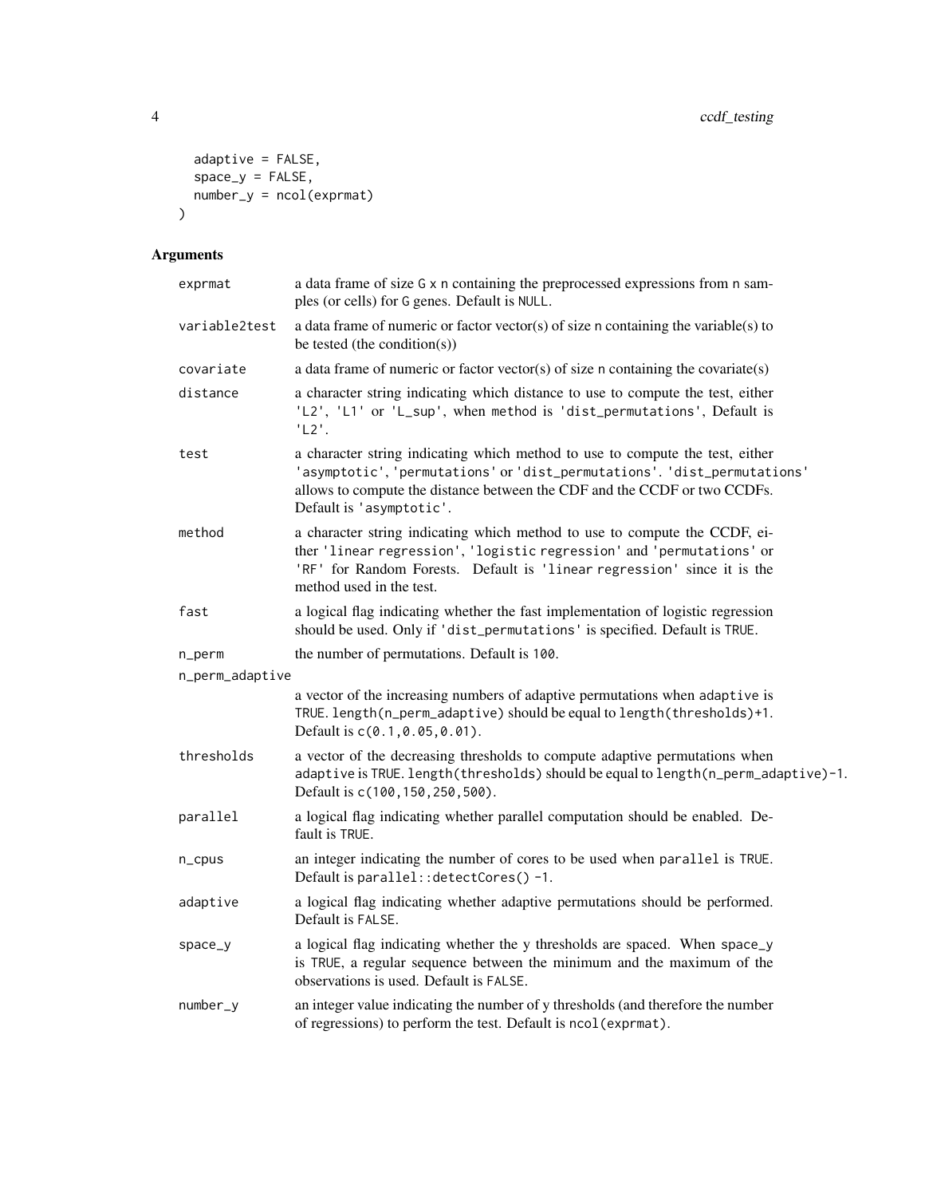```
  adaptive = FALSE,
  space_y = FALSE,
  number_y = ncol(exprmat)
)
```

## Arguments

| | |
|---|---|
| exprmat | a data frame of size G x n containing the preprocessed expressions from n samples (or cells) for G genes. Default is NULL. |
| variable2test | a data frame of numeric or factor vector(s) of size n containing the variable(s) to be tested (the condition(s)) |
| covariate | a data frame of numeric or factor vector(s) of size n containing the covariate(s) |
| distance | a character string indicating which distance to use to compute the test, either 'L2', 'L1' or 'L_sup', when method is 'dist_permutations', Default is 'L2'. |
| test | a character string indicating which method to use to compute the test, either 'asymptotic', 'permutations' or 'dist_permutations'. 'dist_permutations' allows to compute the distance between the CDF and the CCDF or two CCDFs. Default is 'asymptotic'. |
| method | a character string indicating which method to use to compute the CCDF, either 'linear regression', 'logistic regression' and 'permutations' or 'RF' for Random Forests. Default is 'linear regression' since it is the method used in the test. |
| fast | a logical flag indicating whether the fast implementation of logistic regression should be used. Only if 'dist_permutations' is specified. Default is TRUE. |
| n_perm | the number of permutations. Default is 100. |
| n_perm_adaptive | a vector of the increasing numbers of adaptive permutations when adaptive is TRUE. length(n_perm_adaptive) should be equal to length(thresholds)+1. Default is c(0.1,0.05,0.01). |
| thresholds | a vector of the decreasing thresholds to compute adaptive permutations when adaptive is TRUE. length(thresholds) should be equal to length(n_perm_adaptive)-1. Default is c(100,150,250,500). |
| parallel | a logical flag indicating whether parallel computation should be enabled. Default is TRUE. |
| n_cpus | an integer indicating the number of cores to be used when parallel is TRUE. Default is parallel::detectCores() -1. |
| adaptive | a logical flag indicating whether adaptive permutations should be performed. Default is FALSE. |
| space_y | a logical flag indicating whether the y thresholds are spaced. When space_y is TRUE, a regular sequence between the minimum and the maximum of the observations is used. Default is FALSE. |
| number_y | an integer value indicating the number of y thresholds (and therefore the number of regressions) to perform the test. Default is ncol(exprmat). |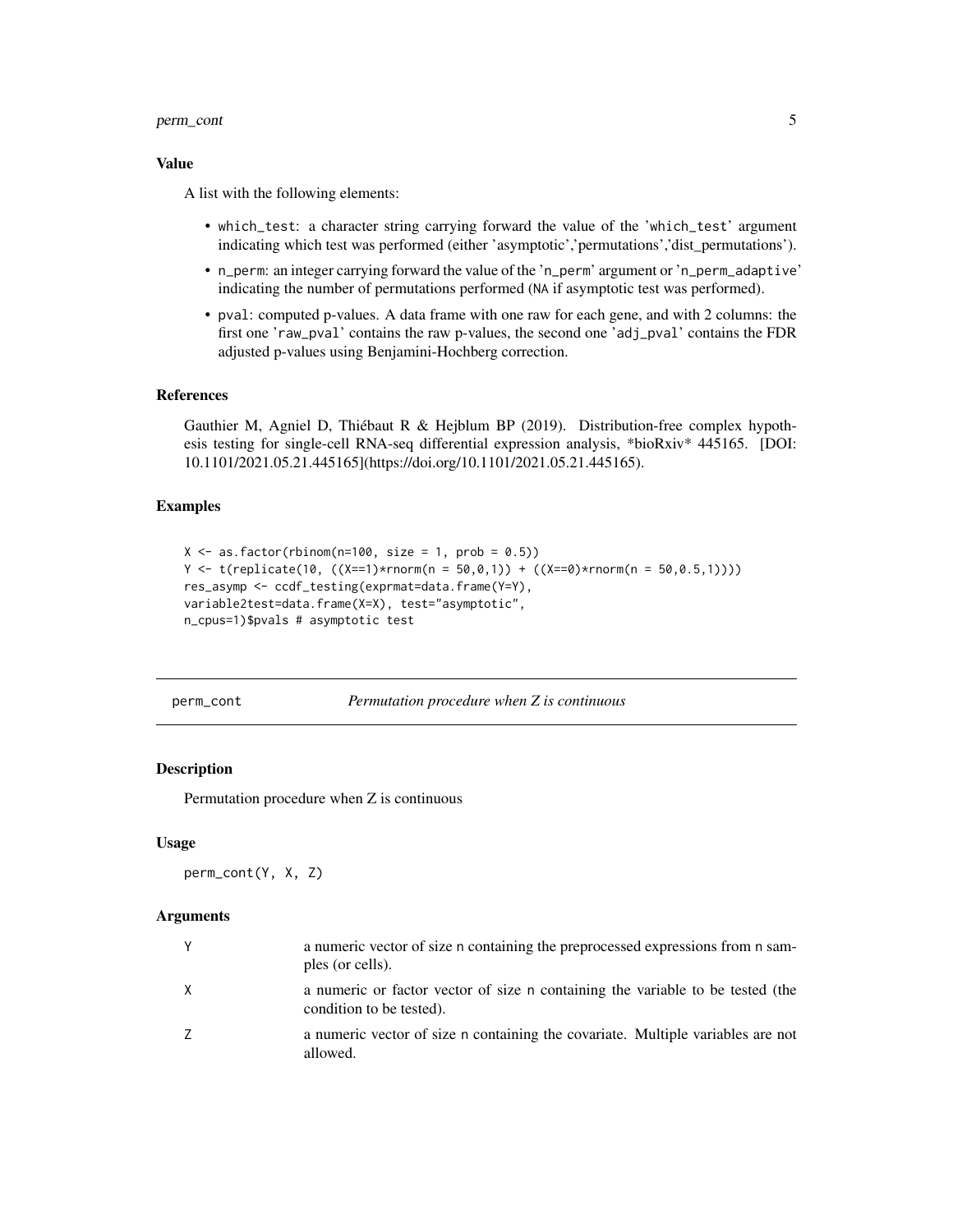### Value

A list with the following elements:

- `which_test`: a character string carrying forward the value of the 'which_test' argument indicating which test was performed (either 'asymptotic','permutations','dist_permutations').
- `n_perm`: an integer carrying forward the value of the 'n_perm' argument or 'n_perm_adaptive' indicating the number of permutations performed (NA if asymptotic test was performed).
- `pval`: computed p-values. A data frame with one raw for each gene, and with 2 columns: the first one 'raw_pval' contains the raw p-values, the second one 'adj_pval' contains the FDR adjusted p-values using Benjamini-Hochberg correction.

### References

Gauthier M, Agniel D, Thiébaut R & Hejblum BP (2019). Distribution-free complex hypothesis testing for single-cell RNA-seq differential expression analysis, *bioRxiv* 445165. [DOI: 10.1101/2021.05.21.445165](https://doi.org/10.1101/2021.05.21.445165).

### Examples

```
X <- as.factor(rbinom(n=100, size = 1, prob = 0.5))
Y <- t(replicate(10, ((X==1)*rnorm(n = 50,0,1)) + ((X==0)*rnorm(n = 50,0.5,1))))
res_asymp <- ccdf_testing(exprmat=data.frame(Y=Y),
variable2test=data.frame(X=X), test="asymptotic",
n_cpus=1)$pvals # asymptotic test
```

---

## perm_cont — *Permutation procedure when Z is continuous*

### Description

Permutation procedure when Z is continuous

### Usage

```
perm_cont(Y, X, Z)
```

### Arguments

| | |
|---|---|
| Y | a numeric vector of size n containing the preprocessed expressions from n samples (or cells). |
| X | a numeric or factor vector of size n containing the variable to be tested (the condition to be tested). |
| Z | a numeric vector of size n containing the covariate. Multiple variables are not allowed. |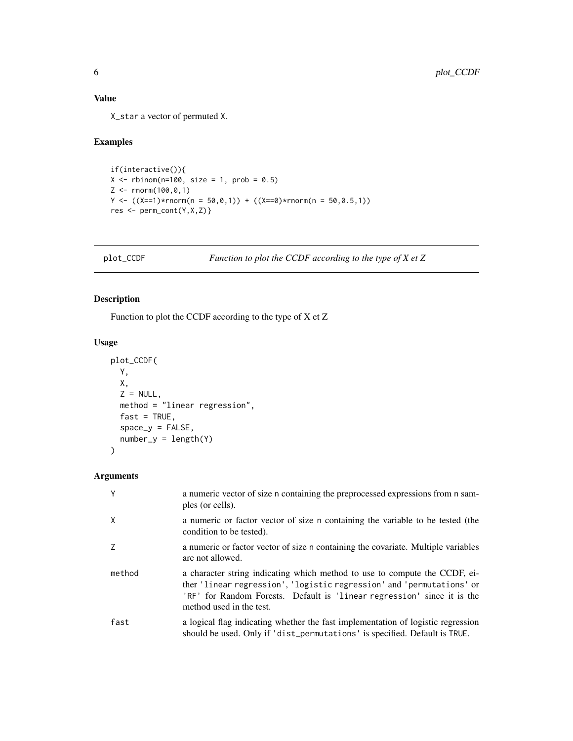### Value

X_star a vector of permuted X.

### Examples

```
if(interactive()){
X <- rbinom(n=100, size = 1, prob = 0.5)
Z <- rnorm(100,0,1)
Y <- ((X==1)*rnorm(n = 50,0,1)) + ((X==0)*rnorm(n = 50,0.5,1))
res <- perm_cont(Y,X,Z)}
```

---

## plot_CCDF — *Function to plot the CCDF according to the type of X et Z*

---

### Description

Function to plot the CCDF according to the type of X et Z

### Usage

```
plot_CCDF(
  Y,
  X,
  Z = NULL,
  method = "linear regression",
  fast = TRUE,
  space_y = FALSE,
  number_y = length(Y)
)
```

### Arguments

| | |
|---|---|
| Y | a numeric vector of size n containing the preprocessed expressions from n samples (or cells). |
| X | a numeric or factor vector of size n containing the variable to be tested (the condition to be tested). |
| Z | a numeric or factor vector of size n containing the covariate. Multiple variables are not allowed. |
| method | a character string indicating which method to use to compute the CCDF, either 'linear regression', 'logistic regression' and 'permutations' or 'RF' for Random Forests. Default is 'linear regression' since it is the method used in the test. |
| fast | a logical flag indicating whether the fast implementation of logistic regression should be used. Only if 'dist_permutations' is specified. Default is TRUE. |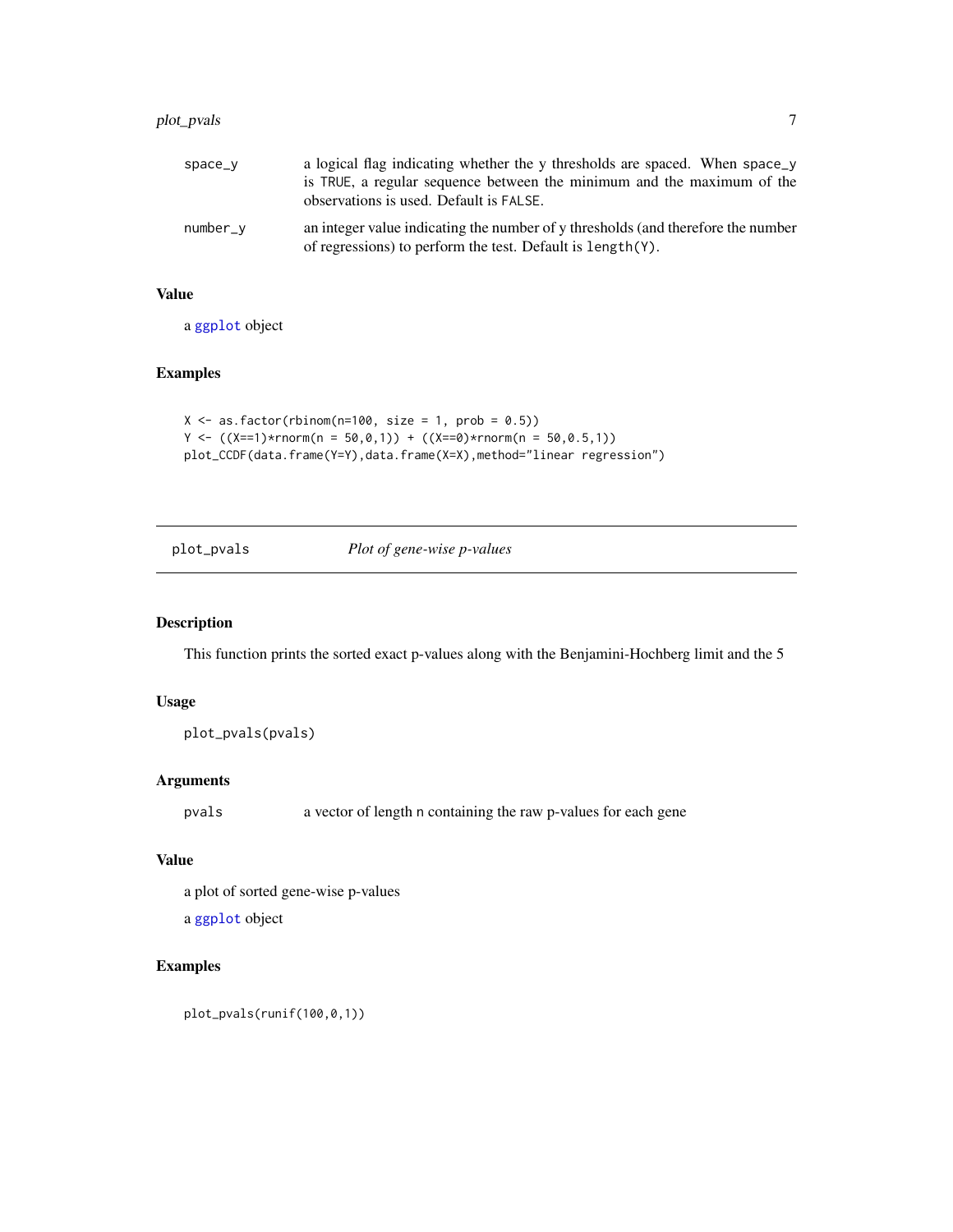| | |
|---|---|
| space_y | a logical flag indicating whether the y thresholds are spaced. When space_y is TRUE, a regular sequence between the minimum and the maximum of the observations is used. Default is FALSE. |
| number_y | an integer value indicating the number of y thresholds (and therefore the number of regressions) to perform the test. Default is length(Y). |

### Value

a ggplot object

### Examples

```
X <- as.factor(rbinom(n=100, size = 1, prob = 0.5))
Y <- ((X==1)*rnorm(n = 50,0,1)) + ((X==0)*rnorm(n = 50,0.5,1))
plot_CCDF(data.frame(Y=Y),data.frame(X=X),method="linear regression")
```

---

## plot_pvals — *Plot of gene-wise p-values*

### Description

This function prints the sorted exact p-values along with the Benjamini-Hochberg limit and the 5

### Usage

```
plot_pvals(pvals)
```

### Arguments

| | |
|---|---|
| pvals | a vector of length n containing the raw p-values for each gene |

### Value

a plot of sorted gene-wise p-values

a ggplot object

### Examples

```
plot_pvals(runif(100,0,1))
```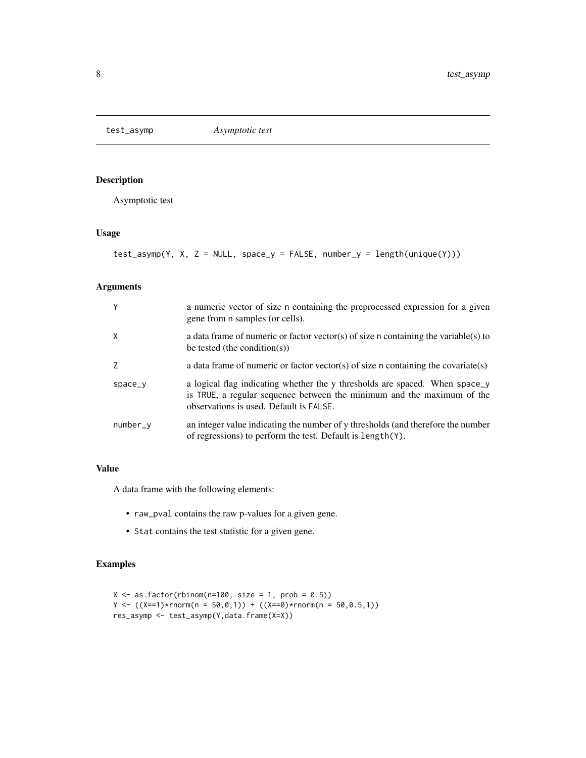## test_asymp — *Asymptotic test*

### Description

Asymptotic test

### Usage

```
test_asymp(Y, X, Z = NULL, space_y = FALSE, number_y = length(unique(Y)))
```

### Arguments

| | |
|---|---|
| Y | a numeric vector of size n containing the preprocessed expression for a given gene from n samples (or cells). |
| X | a data frame of numeric or factor vector(s) of size n containing the variable(s) to be tested (the condition(s)) |
| Z | a data frame of numeric or factor vector(s) of size n containing the covariate(s) |
| space_y | a logical flag indicating whether the y thresholds are spaced. When space_y is TRUE, a regular sequence between the minimum and the maximum of the observations is used. Default is FALSE. |
| number_y | an integer value indicating the number of y thresholds (and therefore the number of regressions) to perform the test. Default is length(Y). |

### Value

A data frame with the following elements:

- raw_pval contains the raw p-values for a given gene.
- Stat contains the test statistic for a given gene.

### Examples

```
X <- as.factor(rbinom(n=100, size = 1, prob = 0.5))
Y <- ((X==1)*rnorm(n = 50,0,1)) + ((X==0)*rnorm(n = 50,0.5,1))
res_asymp <- test_asymp(Y,data.frame(X=X))
```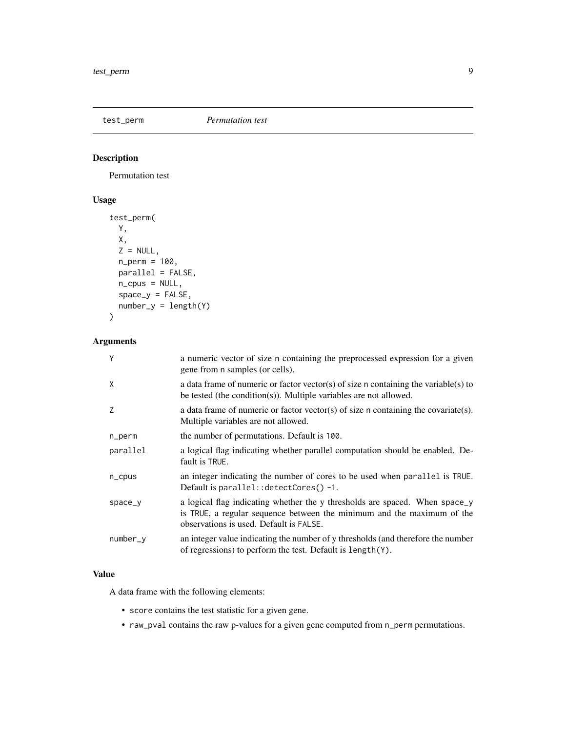## test_perm *Permutation test*

### Description

Permutation test

### Usage

```
test_perm(
  Y,
  X,
  Z = NULL,
  n_perm = 100,
  parallel = FALSE,
  n_cpus = NULL,
  space_y = FALSE,
  number_y = length(Y)
)
```

### Arguments

| | |
|---|---|
| Y | a numeric vector of size n containing the preprocessed expression for a given gene from n samples (or cells). |
| X | a data frame of numeric or factor vector(s) of size n containing the variable(s) to be tested (the condition(s)). Multiple variables are not allowed. |
| Z | a data frame of numeric or factor vector(s) of size n containing the covariate(s). Multiple variables are not allowed. |
| n_perm | the number of permutations. Default is 100. |
| parallel | a logical flag indicating whether parallel computation should be enabled. Default is TRUE. |
| n_cpus | an integer indicating the number of cores to be used when parallel is TRUE. Default is parallel::detectCores() -1. |
| space_y | a logical flag indicating whether the y thresholds are spaced. When space_y is TRUE, a regular sequence between the minimum and the maximum of the observations is used. Default is FALSE. |
| number_y | an integer value indicating the number of y thresholds (and therefore the number of regressions) to perform the test. Default is length(Y). |

### Value

A data frame with the following elements:

- score contains the test statistic for a given gene.
- raw_pval contains the raw p-values for a given gene computed from n_perm permutations.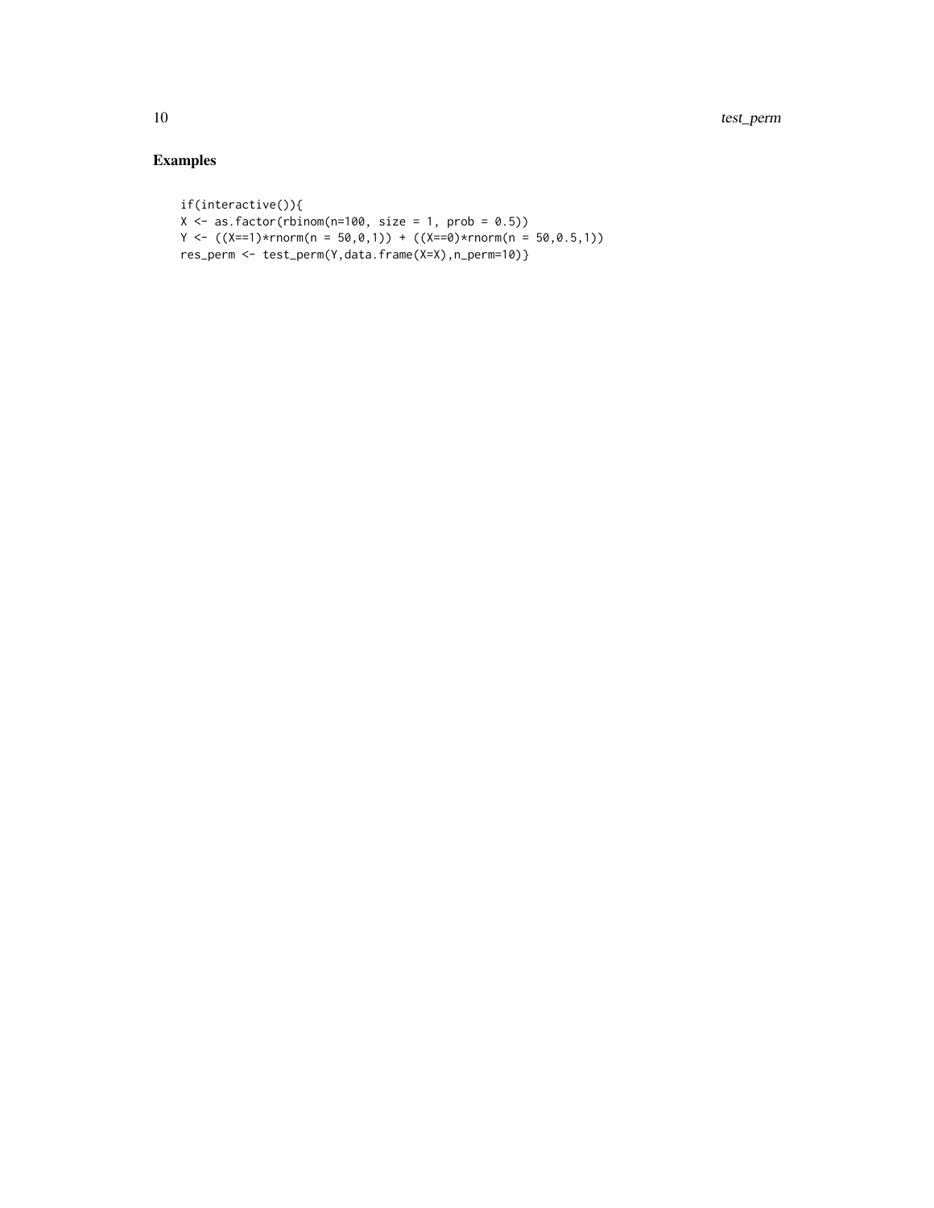## Examples

```
if(interactive()){
X <- as.factor(rbinom(n=100, size = 1, prob = 0.5))
Y <- ((X==1)*rnorm(n = 50,0,1)) + ((X==0)*rnorm(n = 50,0.5,1))
res_perm <- test_perm(Y,data.frame(X=X),n_perm=10)}
```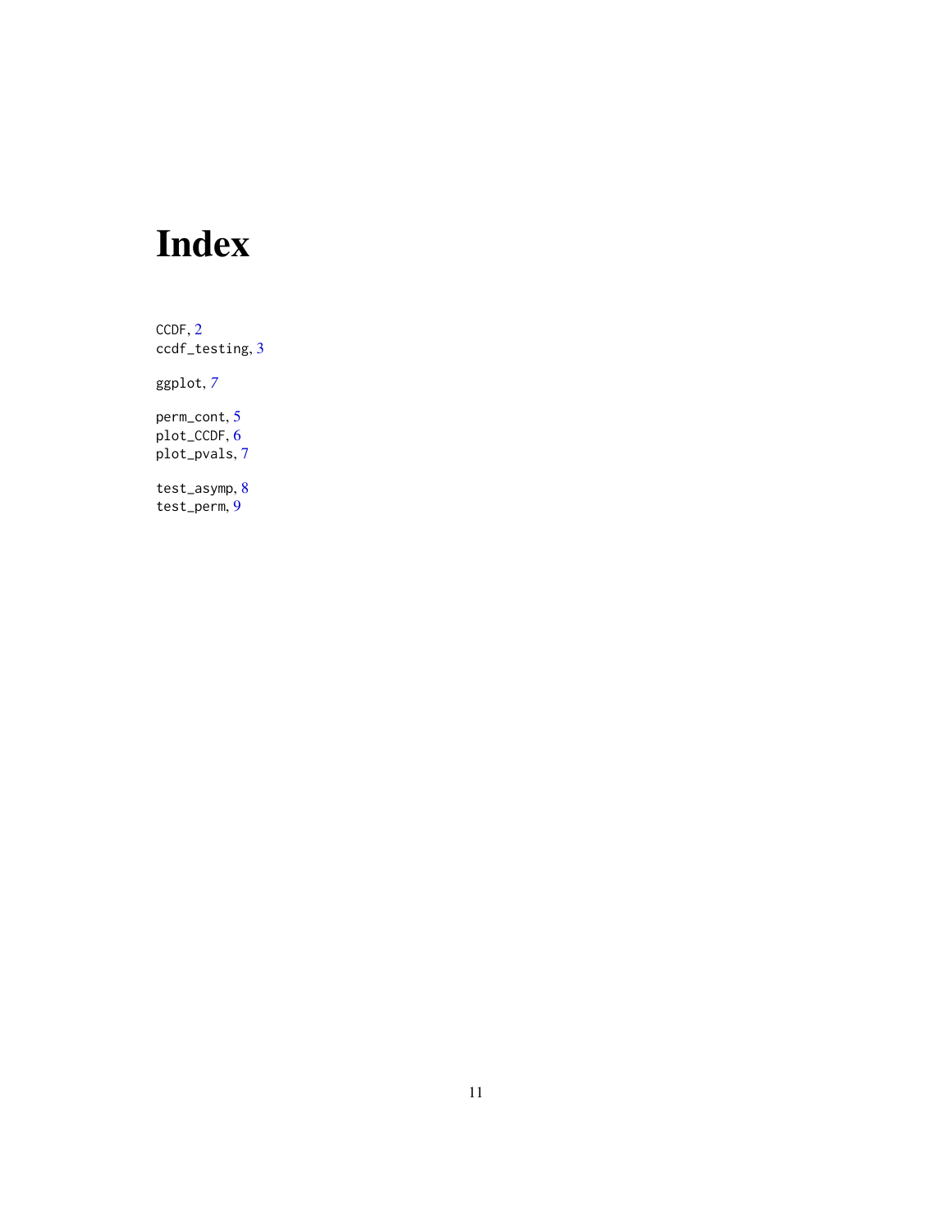# Index

CCDF, 2
ccdf_testing, 3

ggplot, 7

perm_cont, 5
plot_CCDF, 6
plot_pvals, 7

test_asymp, 8
test_perm, 9